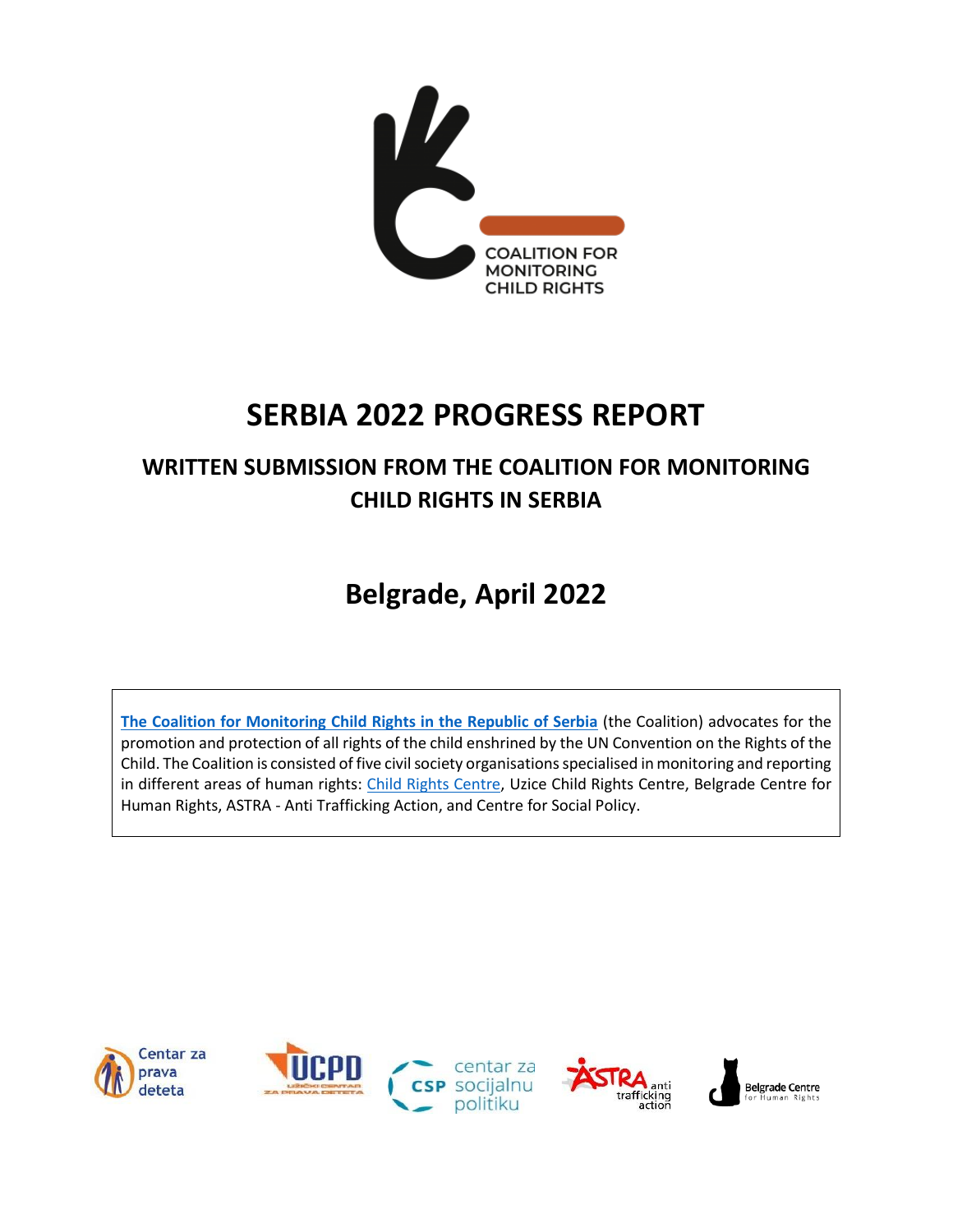COALITION FOR MONITORING CHILD RIGHTS

# SERBIA 2022 PROGRESS REPORT

## WRITTEN SUBMISSION FROM THE COALITION FOR MONITORING CHILD RIGHTS IN SERBIA

## Belgrade, April 2022

[The Coalition for Monitoring Child Rights in the Republic of Serbia](#) (the Coalition) advocates for the promotion and protection of all rights of the child enshrined by the UN Convention on the Rights of the Child. The Coalition is consisted of five civil society organisations specialised in monitoring and reporting in different areas of human rights: [Child Rights Centre](#), Uzice Child Rights Centre, Belgrade Centre for Human Rights, ASTRA - Anti Trafficking Action, and Centre for Social Policy.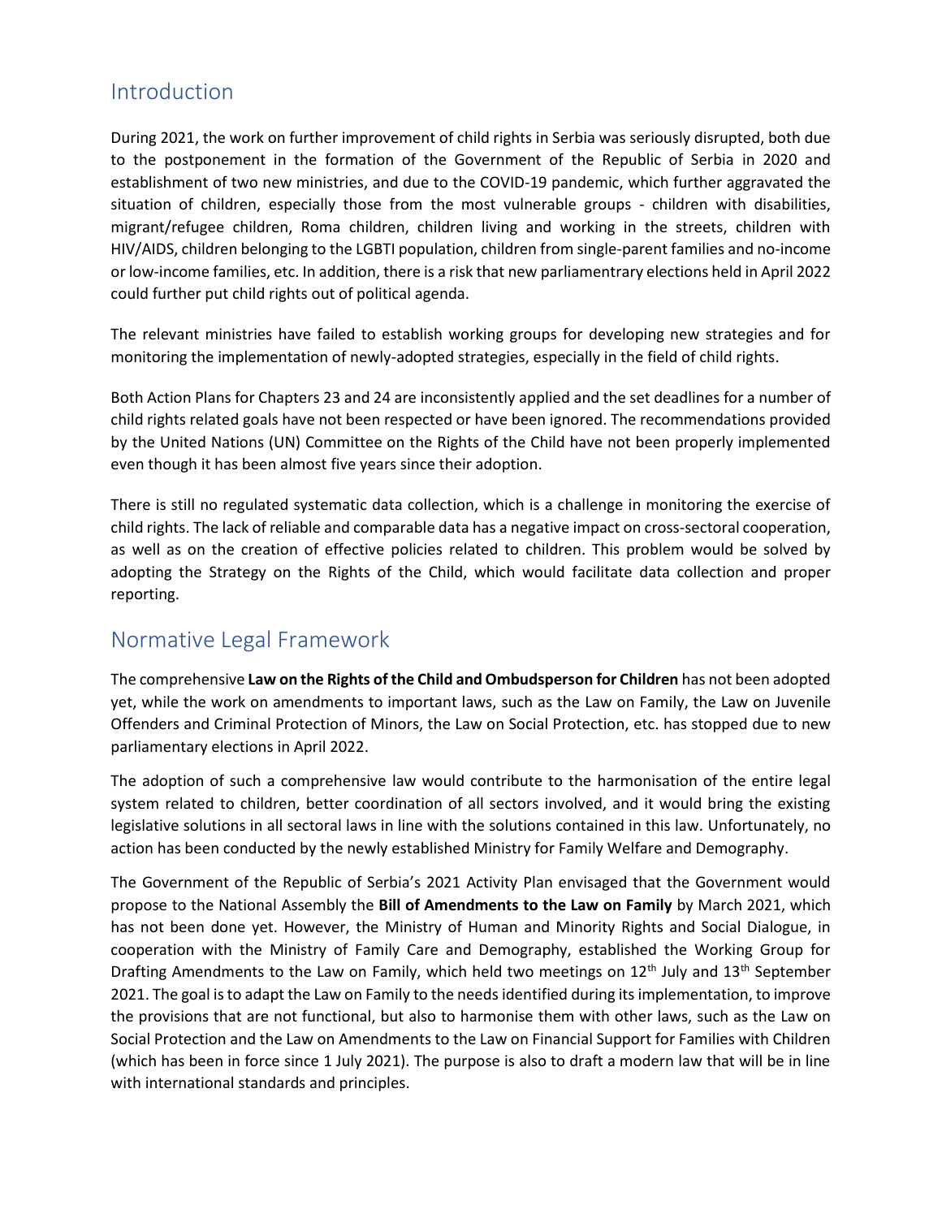## Introduction

During 2021, the work on further improvement of child rights in Serbia was seriously disrupted, both due to the postponement in the formation of the Government of the Republic of Serbia in 2020 and establishment of two new ministries, and due to the COVID-19 pandemic, which further aggravated the situation of children, especially those from the most vulnerable groups - children with disabilities, migrant/refugee children, Roma children, children living and working in the streets, children with HIV/AIDS, children belonging to the LGBTI population, children from single-parent families and no-income or low-income families, etc. In addition, there is a risk that new parliamentrary elections held in April 2022 could further put child rights out of political agenda.

The relevant ministries have failed to establish working groups for developing new strategies and for monitoring the implementation of newly-adopted strategies, especially in the field of child rights.

Both Action Plans for Chapters 23 and 24 are inconsistently applied and the set deadlines for a number of child rights related goals have not been respected or have been ignored. The recommendations provided by the United Nations (UN) Committee on the Rights of the Child have not been properly implemented even though it has been almost five years since their adoption.

There is still no regulated systematic data collection, which is a challenge in monitoring the exercise of child rights. The lack of reliable and comparable data has a negative impact on cross-sectoral cooperation, as well as on the creation of effective policies related to children. This problem would be solved by adopting the Strategy on the Rights of the Child, which would facilitate data collection and proper reporting.

## Normative Legal Framework

The comprehensive **Law on the Rights of the Child and Ombudsperson for Children** has not been adopted yet, while the work on amendments to important laws, such as the Law on Family, the Law on Juvenile Offenders and Criminal Protection of Minors, the Law on Social Protection, etc. has stopped due to new parliamentary elections in April 2022.

The adoption of such a comprehensive law would contribute to the harmonisation of the entire legal system related to children, better coordination of all sectors involved, and it would bring the existing legislative solutions in all sectoral laws in line with the solutions contained in this law. Unfortunately, no action has been conducted by the newly established Ministry for Family Welfare and Demography.

The Government of the Republic of Serbia's 2021 Activity Plan envisaged that the Government would propose to the National Assembly the **Bill of Amendments to the Law on Family** by March 2021, which has not been done yet. However, the Ministry of Human and Minority Rights and Social Dialogue, in cooperation with the Ministry of Family Care and Demography, established the Working Group for Drafting Amendments to the Law on Family, which held two meetings on 12th July and 13th September 2021. The goal is to adapt the Law on Family to the needs identified during its implementation, to improve the provisions that are not functional, but also to harmonise them with other laws, such as the Law on Social Protection and the Law on Amendments to the Law on Financial Support for Families with Children (which has been in force since 1 July 2021). The purpose is also to draft a modern law that will be in line with international standards and principles.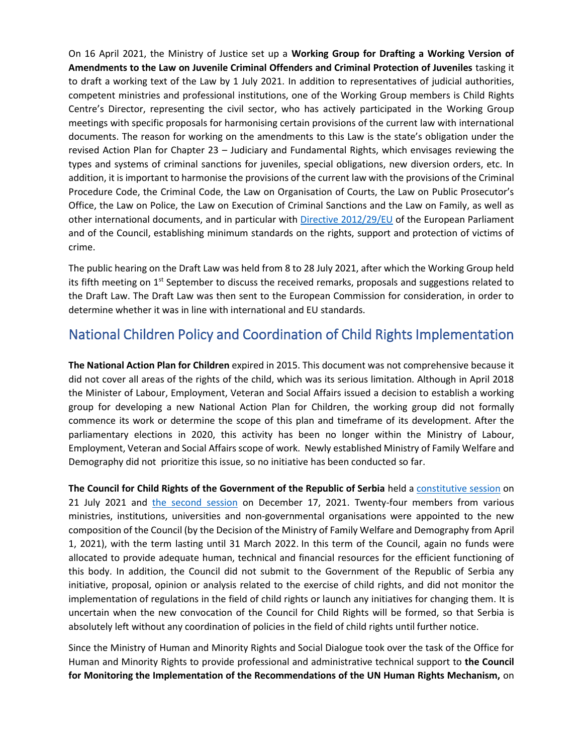On 16 April 2021, the Ministry of Justice set up a **Working Group for Drafting a Working Version of Amendments to the Law on Juvenile Criminal Offenders and Criminal Protection of Juveniles** tasking it to draft a working text of the Law by 1 July 2021. In addition to representatives of judicial authorities, competent ministries and professional institutions, one of the Working Group members is Child Rights Centre's Director, representing the civil sector, who has actively participated in the Working Group meetings with specific proposals for harmonising certain provisions of the current law with international documents. The reason for working on the amendments to this Law is the state's obligation under the revised Action Plan for Chapter 23 – Judiciary and Fundamental Rights, which envisages reviewing the types and systems of criminal sanctions for juveniles, special obligations, new diversion orders, etc. In addition, it is important to harmonise the provisions of the current law with the provisions of the Criminal Procedure Code, the Criminal Code, the Law on Organisation of Courts, the Law on Public Prosecutor's Office, the Law on Police, the Law on Execution of Criminal Sanctions and the Law on Family, as well as other international documents, and in particular with Directive 2012/29/EU of the European Parliament and of the Council, establishing minimum standards on the rights, support and protection of victims of crime.

The public hearing on the Draft Law was held from 8 to 28 July 2021, after which the Working Group held its fifth meeting on 1st September to discuss the received remarks, proposals and suggestions related to the Draft Law. The Draft Law was then sent to the European Commission for consideration, in order to determine whether it was in line with international and EU standards.

## National Children Policy and Coordination of Child Rights Implementation

**The National Action Plan for Children** expired in 2015. This document was not comprehensive because it did not cover all areas of the rights of the child, which was its serious limitation. Although in April 2018 the Minister of Labour, Employment, Veteran and Social Affairs issued a decision to establish a working group for developing a new National Action Plan for Children, the working group did not formally commence its work or determine the scope of this plan and timeframe of its development. After the parliamentary elections in 2020, this activity has been no longer within the Ministry of Labour, Employment, Veteran and Social Affairs scope of work. Newly established Ministry of Family Welfare and Demography did not prioritize this issue, so no initiative has been conducted so far.

**The Council for Child Rights of the Government of the Republic of Serbia** held a constitutive session on 21 July 2021 and the second session on December 17, 2021. Twenty-four members from various ministries, institutions, universities and non-governmental organisations were appointed to the new composition of the Council (by the Decision of the Ministry of Family Welfare and Demography from April 1, 2021), with the term lasting until 31 March 2022. In this term of the Council, again no funds were allocated to provide adequate human, technical and financial resources for the efficient functioning of this body. In addition, the Council did not submit to the Government of the Republic of Serbia any initiative, proposal, opinion or analysis related to the exercise of child rights, and did not monitor the implementation of regulations in the field of child rights or launch any initiatives for changing them. It is uncertain when the new convocation of the Council for Child Rights will be formed, so that Serbia is absolutely left without any coordination of policies in the field of child rights until further notice.

Since the Ministry of Human and Minority Rights and Social Dialogue took over the task of the Office for Human and Minority Rights to provide professional and administrative technical support to **the Council for Monitoring the Implementation of the Recommendations of the UN Human Rights Mechanism,** on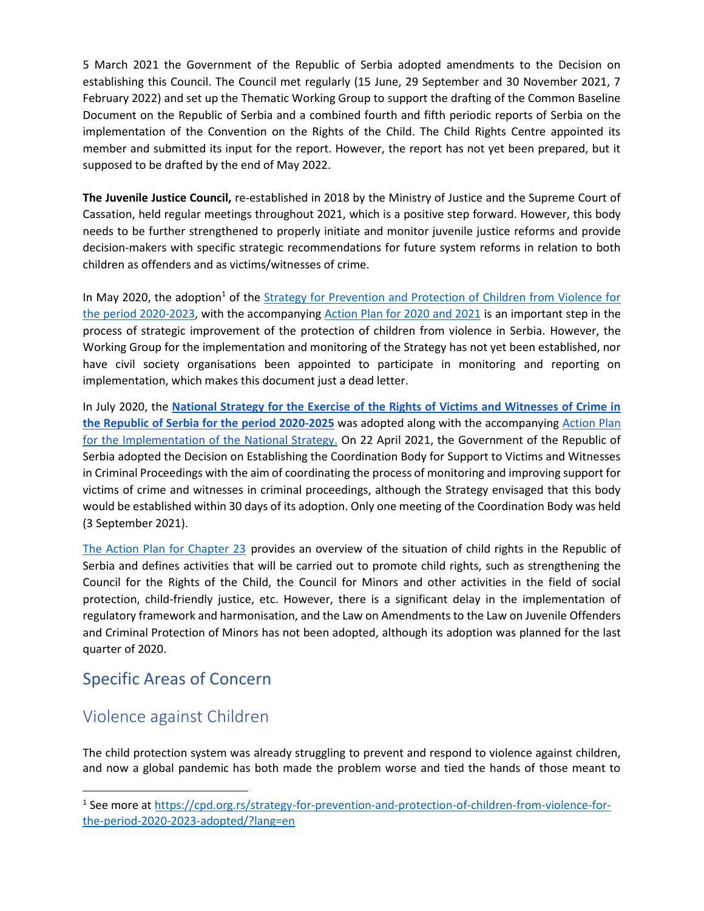5 March 2021 the Government of the Republic of Serbia adopted amendments to the Decision on establishing this Council. The Council met regularly (15 June, 29 September and 30 November 2021, 7 February 2022) and set up the Thematic Working Group to support the drafting of the Common Baseline Document on the Republic of Serbia and a combined fourth and fifth periodic reports of Serbia on the implementation of the Convention on the Rights of the Child. The Child Rights Centre appointed its member and submitted its input for the report. However, the report has not yet been prepared, but it supposed to be drafted by the end of May 2022.

**The Juvenile Justice Council,** re-established in 2018 by the Ministry of Justice and the Supreme Court of Cassation, held regular meetings throughout 2021, which is a positive step forward. However, this body needs to be further strengthened to properly initiate and monitor juvenile justice reforms and provide decision-makers with specific strategic recommendations for future system reforms in relation to both children as offenders and as victims/witnesses of crime.

In May 2020, the adoption[1] of the Strategy for Prevention and Protection of Children from Violence for the period 2020-2023, with the accompanying Action Plan for 2020 and 2021 is an important step in the process of strategic improvement of the protection of children from violence in Serbia. However, the Working Group for the implementation and monitoring of the Strategy has not yet been established, nor have civil society organisations been appointed to participate in monitoring and reporting on implementation, which makes this document just a dead letter.

In July 2020, the **National Strategy for the Exercise of the Rights of Victims and Witnesses of Crime in the Republic of Serbia for the period 2020-2025** was adopted along with the accompanying Action Plan for the Implementation of the National Strategy. On 22 April 2021, the Government of the Republic of Serbia adopted the Decision on Establishing the Coordination Body for Support to Victims and Witnesses in Criminal Proceedings with the aim of coordinating the process of monitoring and improving support for victims of crime and witnesses in criminal proceedings, although the Strategy envisaged that this body would be established within 30 days of its adoption. Only one meeting of the Coordination Body was held (3 September 2021).

The Action Plan for Chapter 23 provides an overview of the situation of child rights in the Republic of Serbia and defines activities that will be carried out to promote child rights, such as strengthening the Council for the Rights of the Child, the Council for Minors and other activities in the field of social protection, child-friendly justice, etc. However, there is a significant delay in the implementation of regulatory framework and harmonisation, and the Law on Amendments to the Law on Juvenile Offenders and Criminal Protection of Minors has not been adopted, although its adoption was planned for the last quarter of 2020.

## Specific Areas of Concern

## Violence against Children

The child protection system was already struggling to prevent and respond to violence against children, and now a global pandemic has both made the problem worse and tied the hands of those meant to

[1] See more at https://cpd.org.rs/strategy-for-prevention-and-protection-of-children-from-violence-for-the-period-2020-2023-adopted/?lang=en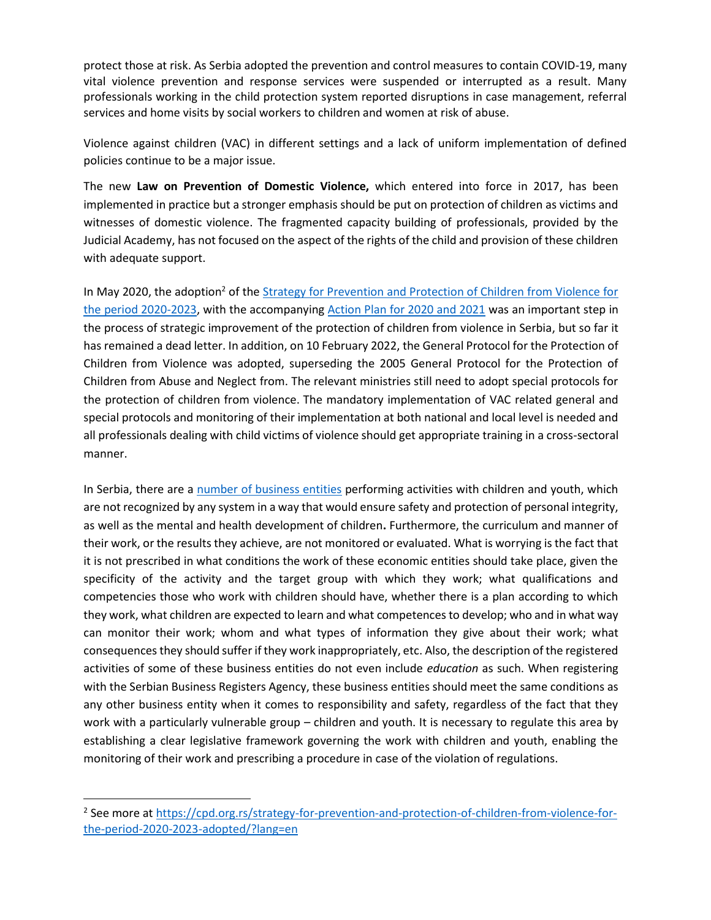protect those at risk. As Serbia adopted the prevention and control measures to contain COVID-19, many vital violence prevention and response services were suspended or interrupted as a result. Many professionals working in the child protection system reported disruptions in case management, referral services and home visits by social workers to children and women at risk of abuse.

Violence against children (VAC) in different settings and a lack of uniform implementation of defined policies continue to be a major issue.

The new **Law on Prevention of Domestic Violence,** which entered into force in 2017, has been implemented in practice but a stronger emphasis should be put on protection of children as victims and witnesses of domestic violence. The fragmented capacity building of professionals, provided by the Judicial Academy, has not focused on the aspect of the rights of the child and provision of these children with adequate support.

In May 2020, the adoption[2] of the Strategy for Prevention and Protection of Children from Violence for the period 2020-2023, with the accompanying Action Plan for 2020 and 2021 was an important step in the process of strategic improvement of the protection of children from violence in Serbia, but so far it has remained a dead letter. In addition, on 10 February 2022, the General Protocol for the Protection of Children from Violence was adopted, superseding the 2005 General Protocol for the Protection of Children from Abuse and Neglect from. The relevant ministries still need to adopt special protocols for the protection of children from violence. The mandatory implementation of VAC related general and special protocols and monitoring of their implementation at both national and local level is needed and all professionals dealing with child victims of violence should get appropriate training in a cross-sectoral manner.

In Serbia, there are a number of business entities performing activities with children and youth, which are not recognized by any system in a way that would ensure safety and protection of personal integrity, as well as the mental and health development of children**.** Furthermore, the curriculum and manner of their work, or the results they achieve, are not monitored or evaluated. What is worrying is the fact that it is not prescribed in what conditions the work of these economic entities should take place, given the specificity of the activity and the target group with which they work; what qualifications and competencies those who work with children should have, whether there is a plan according to which they work, what children are expected to learn and what competences to develop; who and in what way can monitor their work; whom and what types of information they give about their work; what consequences they should suffer if they work inappropriately, etc. Also, the description of the registered activities of some of these business entities do not even include *education* as such. When registering with the Serbian Business Registers Agency, these business entities should meet the same conditions as any other business entity when it comes to responsibility and safety, regardless of the fact that they work with a particularly vulnerable group – children and youth. It is necessary to regulate this area by establishing a clear legislative framework governing the work with children and youth, enabling the monitoring of their work and prescribing a procedure in case of the violation of regulations.

---

[2] See more at https://cpd.org.rs/strategy-for-prevention-and-protection-of-children-from-violence-for-the-period-2020-2023-adopted/?lang=en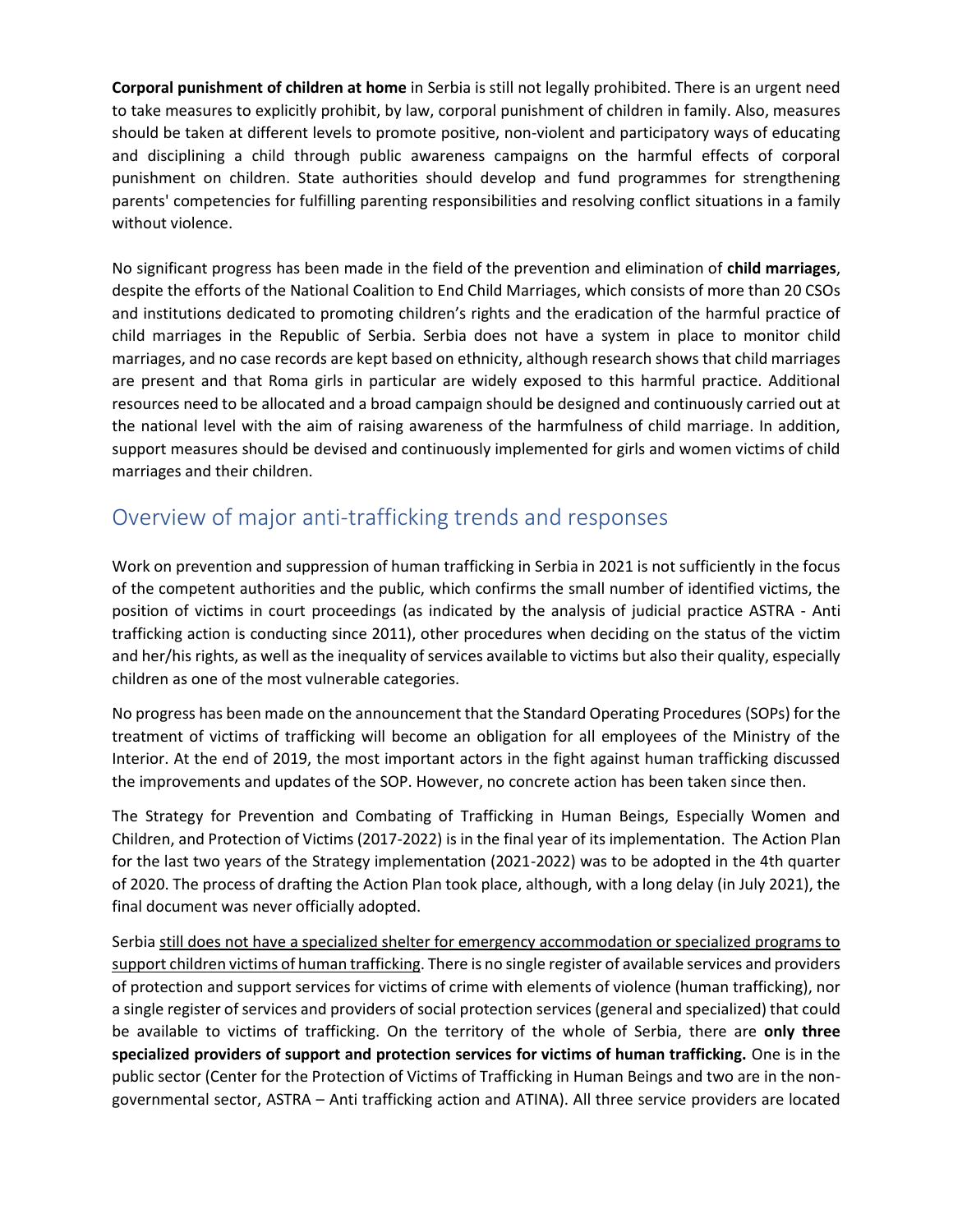**Corporal punishment of children at home** in Serbia is still not legally prohibited. There is an urgent need to take measures to explicitly prohibit, by law, corporal punishment of children in family. Also, measures should be taken at different levels to promote positive, non-violent and participatory ways of educating and disciplining a child through public awareness campaigns on the harmful effects of corporal punishment on children. State authorities should develop and fund programmes for strengthening parents' competencies for fulfilling parenting responsibilities and resolving conflict situations in a family without violence.

No significant progress has been made in the field of the prevention and elimination of **child marriages**, despite the efforts of the National Coalition to End Child Marriages, which consists of more than 20 CSOs and institutions dedicated to promoting children's rights and the eradication of the harmful practice of child marriages in the Republic of Serbia. Serbia does not have a system in place to monitor child marriages, and no case records are kept based on ethnicity, although research shows that child marriages are present and that Roma girls in particular are widely exposed to this harmful practice. Additional resources need to be allocated and a broad campaign should be designed and continuously carried out at the national level with the aim of raising awareness of the harmfulness of child marriage. In addition, support measures should be devised and continuously implemented for girls and women victims of child marriages and their children.

## Overview of major anti-trafficking trends and responses

Work on prevention and suppression of human trafficking in Serbia in 2021 is not sufficiently in the focus of the competent authorities and the public, which confirms the small number of identified victims, the position of victims in court proceedings (as indicated by the analysis of judicial practice ASTRA - Anti trafficking action is conducting since 2011), other procedures when deciding on the status of the victim and her/his rights, as well as the inequality of services available to victims but also their quality, especially children as one of the most vulnerable categories.

No progress has been made on the announcement that the Standard Operating Procedures (SOPs) for the treatment of victims of trafficking will become an obligation for all employees of the Ministry of the Interior. At the end of 2019, the most important actors in the fight against human trafficking discussed the improvements and updates of the SOP. However, no concrete action has been taken since then.

The Strategy for Prevention and Combating of Trafficking in Human Beings, Especially Women and Children, and Protection of Victims (2017-2022) is in the final year of its implementation. The Action Plan for the last two years of the Strategy implementation (2021-2022) was to be adopted in the 4th quarter of 2020. The process of drafting the Action Plan took place, although, with a long delay (in July 2021), the final document was never officially adopted.

Serbia still does not have a specialized shelter for emergency accommodation or specialized programs to support children victims of human trafficking. There is no single register of available services and providers of protection and support services for victims of crime with elements of violence (human trafficking), nor a single register of services and providers of social protection services (general and specialized) that could be available to victims of trafficking. On the territory of the whole of Serbia, there are **only three specialized providers of support and protection services for victims of human trafficking.** One is in the public sector (Center for the Protection of Victims of Trafficking in Human Beings and two are in the non-governmental sector, ASTRA – Anti trafficking action and ATINA). All three service providers are located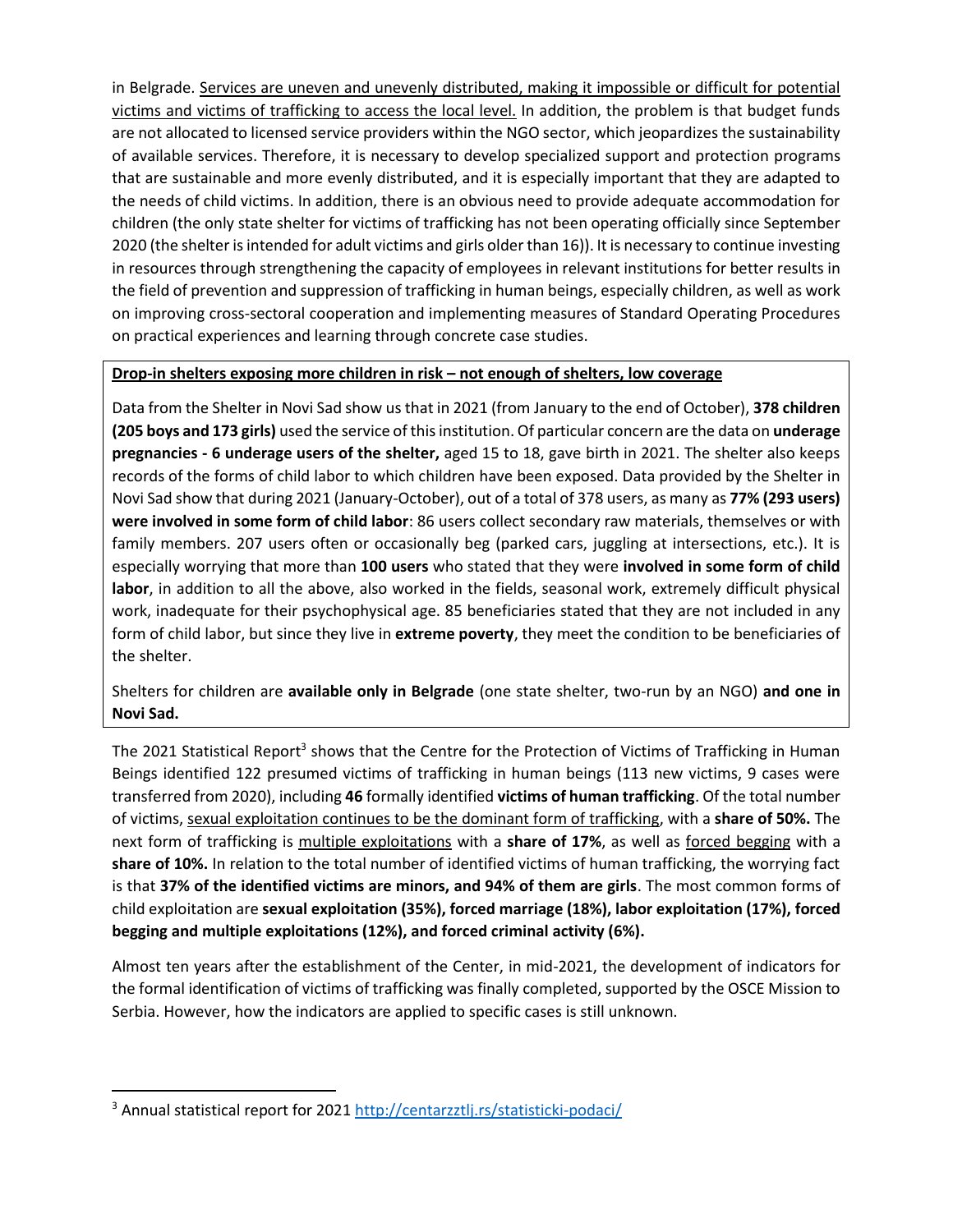in Belgrade. Services are uneven and unevenly distributed, making it impossible or difficult for potential victims and victims of trafficking to access the local level. In addition, the problem is that budget funds are not allocated to licensed service providers within the NGO sector, which jeopardizes the sustainability of available services. Therefore, it is necessary to develop specialized support and protection programs that are sustainable and more evenly distributed, and it is especially important that they are adapted to the needs of child victims. In addition, there is an obvious need to provide adequate accommodation for children (the only state shelter for victims of trafficking has not been operating officially since September 2020 (the shelter is intended for adult victims and girls older than 16)). It is necessary to continue investing in resources through strengthening the capacity of employees in relevant institutions for better results in the field of prevention and suppression of trafficking in human beings, especially children, as well as work on improving cross-sectoral cooperation and implementing measures of Standard Operating Procedures on practical experiences and learning through concrete case studies.

**Drop-in shelters exposing more children in risk – not enough of shelters, low coverage**

Data from the Shelter in Novi Sad show us that in 2021 (from January to the end of October), **378 children (205 boys and 173 girls)** used the service of this institution. Of particular concern are the data on **underage pregnancies - 6 underage users of the shelter,** aged 15 to 18, gave birth in 2021. The shelter also keeps records of the forms of child labor to which children have been exposed. Data provided by the Shelter in Novi Sad show that during 2021 (January-October), out of a total of 378 users, as many as **77% (293 users) were involved in some form of child labor**: 86 users collect secondary raw materials, themselves or with family members. 207 users often or occasionally beg (parked cars, juggling at intersections, etc.). It is especially worrying that more than **100 users** who stated that they were **involved in some form of child labor**, in addition to all the above, also worked in the fields, seasonal work, extremely difficult physical work, inadequate for their psychophysical age. 85 beneficiaries stated that they are not included in any form of child labor, but since they live in **extreme poverty**, they meet the condition to be beneficiaries of the shelter.

Shelters for children are **available only in Belgrade** (one state shelter, two-run by an NGO) **and one in Novi Sad.**

The 2021 Statistical Report[3] shows that the Centre for the Protection of Victims of Trafficking in Human Beings identified 122 presumed victims of trafficking in human beings (113 new victims, 9 cases were transferred from 2020), including **46** formally identified **victims of human trafficking**. Of the total number of victims, sexual exploitation continues to be the dominant form of trafficking, with a **share of 50%.** The next form of trafficking is multiple exploitations with a **share of 17%**, as well as forced begging with a **share of 10%.** In relation to the total number of identified victims of human trafficking, the worrying fact is that **37% of the identified victims are minors, and 94% of them are girls**. The most common forms of child exploitation are **sexual exploitation (35%), forced marriage (18%), labor exploitation (17%), forced begging and multiple exploitations (12%), and forced criminal activity (6%).**

Almost ten years after the establishment of the Center, in mid-2021, the development of indicators for the formal identification of victims of trafficking was finally completed, supported by the OSCE Mission to Serbia. However, how the indicators are applied to specific cases is still unknown.

[3] Annual statistical report for 2021 http://centarzztlj.rs/statisticki-podaci/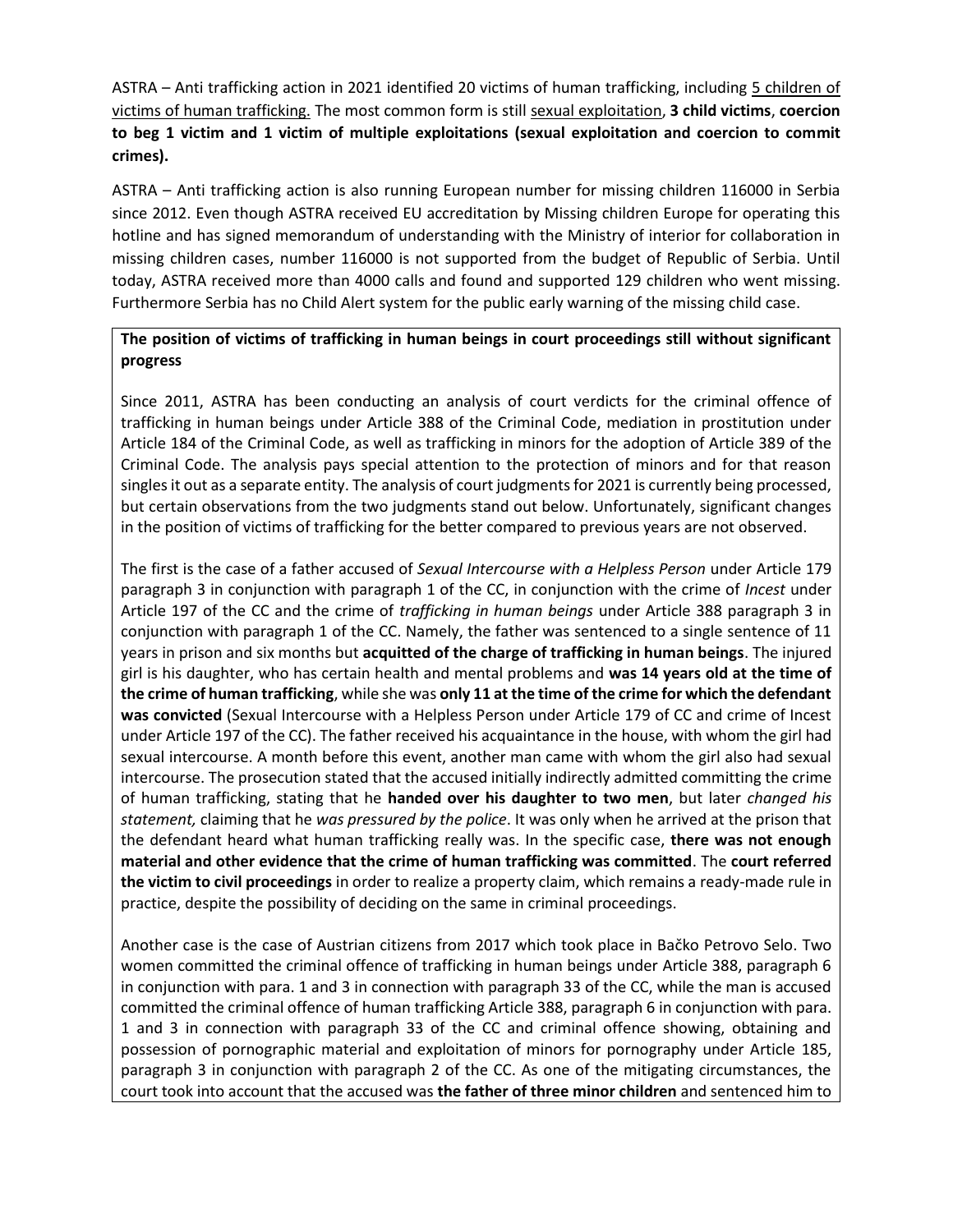ASTRA – Anti trafficking action in 2021 identified 20 victims of human trafficking, including 5 children of victims of human trafficking. The most common form is still sexual exploitation, **3 child victims**, **coercion to beg 1 victim and 1 victim of multiple exploitations (sexual exploitation and coercion to commit crimes).**

ASTRA – Anti trafficking action is also running European number for missing children 116000 in Serbia since 2012. Even though ASTRA received EU accreditation by Missing children Europe for operating this hotline and has signed memorandum of understanding with the Ministry of interior for collaboration in missing children cases, number 116000 is not supported from the budget of Republic of Serbia. Until today, ASTRA received more than 4000 calls and found and supported 129 children who went missing. Furthermore Serbia has no Child Alert system for the public early warning of the missing child case.

**The position of victims of trafficking in human beings in court proceedings still without significant progress**

Since 2011, ASTRA has been conducting an analysis of court verdicts for the criminal offence of trafficking in human beings under Article 388 of the Criminal Code, mediation in prostitution under Article 184 of the Criminal Code, as well as trafficking in minors for the adoption of Article 389 of the Criminal Code. The analysis pays special attention to the protection of minors and for that reason singles it out as a separate entity. The analysis of court judgments for 2021 is currently being processed, but certain observations from the two judgments stand out below. Unfortunately, significant changes in the position of victims of trafficking for the better compared to previous years are not observed.

The first is the case of a father accused of *Sexual Intercourse with a Helpless Person* under Article 179 paragraph 3 in conjunction with paragraph 1 of the CC, in conjunction with the crime of *Incest* under Article 197 of the CC and the crime of *trafficking in human beings* under Article 388 paragraph 3 in conjunction with paragraph 1 of the CC. Namely, the father was sentenced to a single sentence of 11 years in prison and six months but **acquitted of the charge of trafficking in human beings**. The injured girl is his daughter, who has certain health and mental problems and **was 14 years old at the time of the crime of human trafficking**, while she was **only 11 at the time of the crime for which the defendant was convicted** (Sexual Intercourse with a Helpless Person under Article 179 of CC and crime of Incest under Article 197 of the CC). The father received his acquaintance in the house, with whom the girl had sexual intercourse. A month before this event, another man came with whom the girl also had sexual intercourse. The prosecution stated that the accused initially indirectly admitted committing the crime of human trafficking, stating that he **handed over his daughter to two men**, but later *changed his statement,* claiming that he *was pressured by the police*. It was only when he arrived at the prison that the defendant heard what human trafficking really was. In the specific case, **there was not enough material and other evidence that the crime of human trafficking was committed**. The **court referred the victim to civil proceedings** in order to realize a property claim, which remains a ready-made rule in practice, despite the possibility of deciding on the same in criminal proceedings.

Another case is the case of Austrian citizens from 2017 which took place in Bačko Petrovo Selo. Two women committed the criminal offence of trafficking in human beings under Article 388, paragraph 6 in conjunction with para. 1 and 3 in connection with paragraph 33 of the CC, while the man is accused committed the criminal offence of human trafficking Article 388, paragraph 6 in conjunction with para. 1 and 3 in connection with paragraph 33 of the CC and criminal offence showing, obtaining and possession of pornographic material and exploitation of minors for pornography under Article 185, paragraph 3 in conjunction with paragraph 2 of the CC. As one of the mitigating circumstances, the court took into account that the accused was **the father of three minor children** and sentenced him to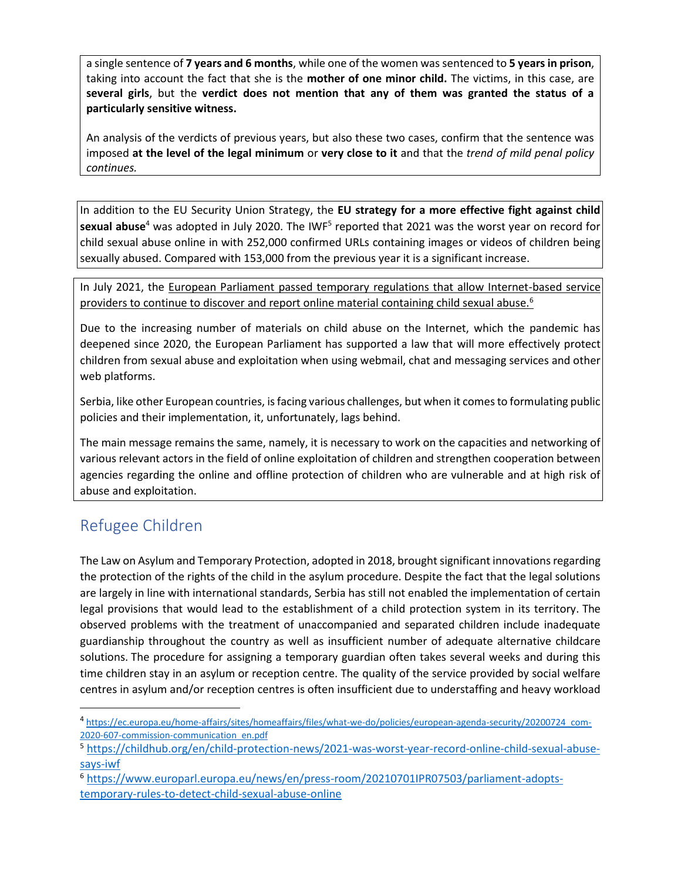a single sentence of **7 years and 6 months**, while one of the women was sentenced to **5 years in prison**, taking into account the fact that she is the **mother of one minor child.** The victims, in this case, are **several girls**, but the **verdict does not mention that any of them was granted the status of a particularly sensitive witness.**

An analysis of the verdicts of previous years, but also these two cases, confirm that the sentence was imposed **at the level of the legal minimum** or **very close to it** and that the *trend of mild penal policy continues.*

In addition to the EU Security Union Strategy, the **EU strategy for a more effective fight against child sexual abuse**[4] was adopted in July 2020. The IWF[5] reported that 2021 was the worst year on record for child sexual abuse online in with 252,000 confirmed URLs containing images or videos of children being sexually abused. Compared with 153,000 from the previous year it is a significant increase.

In July 2021, the European Parliament passed temporary regulations that allow Internet-based service providers to continue to discover and report online material containing child sexual abuse.[6]

Due to the increasing number of materials on child abuse on the Internet, which the pandemic has deepened since 2020, the European Parliament has supported a law that will more effectively protect children from sexual abuse and exploitation when using webmail, chat and messaging services and other web platforms.

Serbia, like other European countries, is facing various challenges, but when it comes to formulating public policies and their implementation, it, unfortunately, lags behind.

The main message remains the same, namely, it is necessary to work on the capacities and networking of various relevant actors in the field of online exploitation of children and strengthen cooperation between agencies regarding the online and offline protection of children who are vulnerable and at high risk of abuse and exploitation.

## Refugee Children

The Law on Asylum and Temporary Protection, adopted in 2018, brought significant innovations regarding the protection of the rights of the child in the asylum procedure. Despite the fact that the legal solutions are largely in line with international standards, Serbia has still not enabled the implementation of certain legal provisions that would lead to the establishment of a child protection system in its territory. The observed problems with the treatment of unaccompanied and separated children include inadequate guardianship throughout the country as well as insufficient number of adequate alternative childcare solutions. The procedure for assigning a temporary guardian often takes several weeks and during this time children stay in an asylum or reception centre. The quality of the service provided by social welfare centres in asylum and/or reception centres is often insufficient due to understaffing and heavy workload

---

[4] https://ec.europa.eu/home-affairs/sites/homeaffairs/files/what-we-do/policies/european-agenda-security/20200724_com-2020-607-commission-communication_en.pdf

[5] https://childhub.org/en/child-protection-news/2021-was-worst-year-record-online-child-sexual-abuse-says-iwf

[6] https://www.europarl.europa.eu/news/en/press-room/20210701IPR07503/parliament-adopts-temporary-rules-to-detect-child-sexual-abuse-online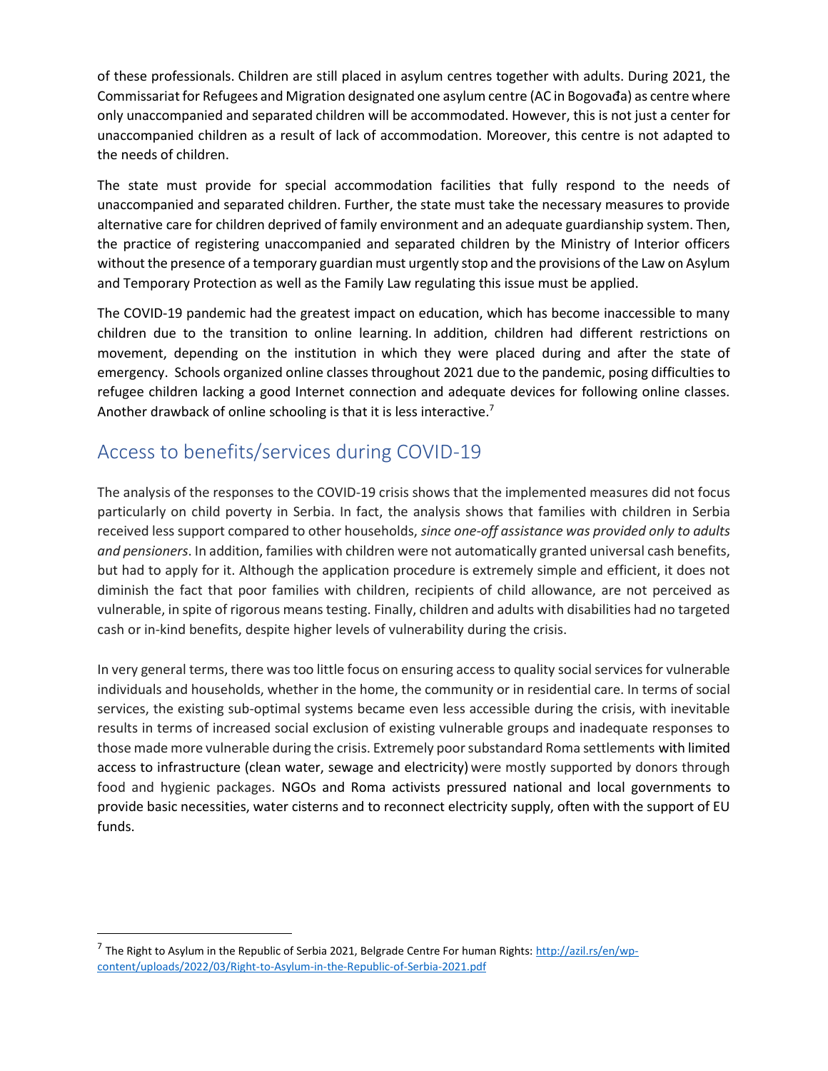of these professionals. Children are still placed in asylum centres together with adults. During 2021, the Commissariat for Refugees and Migration designated one asylum centre (AC in Bogovađa) as centre where only unaccompanied and separated children will be accommodated. However, this is not just a center for unaccompanied children as a result of lack of accommodation. Moreover, this centre is not adapted to the needs of children.

The state must provide for special accommodation facilities that fully respond to the needs of unaccompanied and separated children. Further, the state must take the necessary measures to provide alternative care for children deprived of family environment and an adequate guardianship system. Then, the practice of registering unaccompanied and separated children by the Ministry of Interior officers without the presence of a temporary guardian must urgently stop and the provisions of the Law on Asylum and Temporary Protection as well as the Family Law regulating this issue must be applied.

The COVID-19 pandemic had the greatest impact on education, which has become inaccessible to many children due to the transition to online learning. In addition, children had different restrictions on movement, depending on the institution in which they were placed during and after the state of emergency. Schools organized online classes throughout 2021 due to the pandemic, posing difficulties to refugee children lacking a good Internet connection and adequate devices for following online classes. Another drawback of online schooling is that it is less interactive.[7]

## Access to benefits/services during COVID-19

The analysis of the responses to the COVID-19 crisis shows that the implemented measures did not focus particularly on child poverty in Serbia. In fact, the analysis shows that families with children in Serbia received less support compared to other households, *since one-off assistance was provided only to adults and pensioners*. In addition, families with children were not automatically granted universal cash benefits, but had to apply for it. Although the application procedure is extremely simple and efficient, it does not diminish the fact that poor families with children, recipients of child allowance, are not perceived as vulnerable, in spite of rigorous means testing. Finally, children and adults with disabilities had no targeted cash or in-kind benefits, despite higher levels of vulnerability during the crisis.

In very general terms, there was too little focus on ensuring access to quality social services for vulnerable individuals and households, whether in the home, the community or in residential care. In terms of social services, the existing sub-optimal systems became even less accessible during the crisis, with inevitable results in terms of increased social exclusion of existing vulnerable groups and inadequate responses to those made more vulnerable during the crisis. Extremely poor substandard Roma settlements with limited access to infrastructure (clean water, sewage and electricity) were mostly supported by donors through food and hygienic packages. NGOs and Roma activists pressured national and local governments to provide basic necessities, water cisterns and to reconnect electricity supply, often with the support of EU funds.

[7] The Right to Asylum in the Republic of Serbia 2021, Belgrade Centre For human Rights: http://azil.rs/en/wp-content/uploads/2022/03/Right-to-Asylum-in-the-Republic-of-Serbia-2021.pdf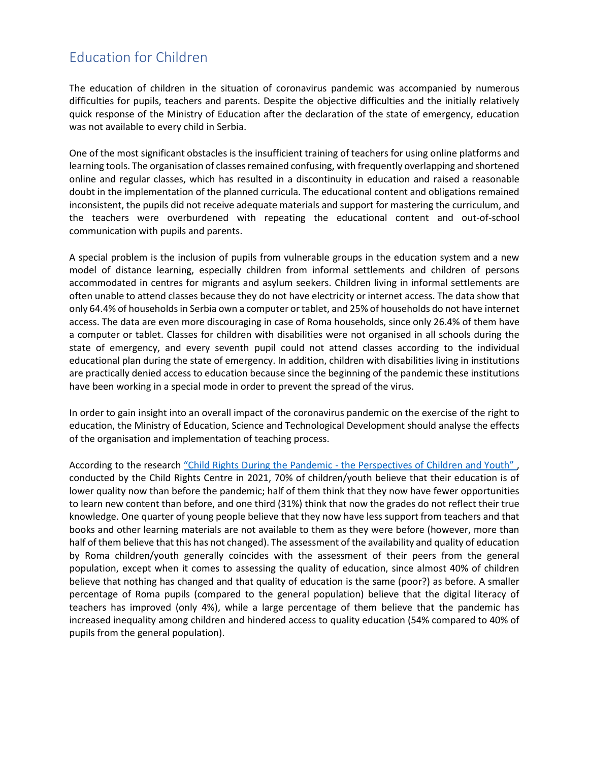## Education for Children

The education of children in the situation of coronavirus pandemic was accompanied by numerous difficulties for pupils, teachers and parents. Despite the objective difficulties and the initially relatively quick response of the Ministry of Education after the declaration of the state of emergency, education was not available to every child in Serbia.

One of the most significant obstacles is the insufficient training of teachers for using online platforms and learning tools. The organisation of classes remained confusing, with frequently overlapping and shortened online and regular classes, which has resulted in a discontinuity in education and raised a reasonable doubt in the implementation of the planned curricula. The educational content and obligations remained inconsistent, the pupils did not receive adequate materials and support for mastering the curriculum, and the teachers were overburdened with repeating the educational content and out-of-school communication with pupils and parents.

A special problem is the inclusion of pupils from vulnerable groups in the education system and a new model of distance learning, especially children from informal settlements and children of persons accommodated in centres for migrants and asylum seekers. Children living in informal settlements are often unable to attend classes because they do not have electricity or internet access. The data show that only 64.4% of households in Serbia own a computer or tablet, and 25% of households do not have internet access. The data are even more discouraging in case of Roma households, since only 26.4% of them have a computer or tablet. Classes for children with disabilities were not organised in all schools during the state of emergency, and every seventh pupil could not attend classes according to the individual educational plan during the state of emergency. In addition, children with disabilities living in institutions are practically denied access to education because since the beginning of the pandemic these institutions have been working in a special mode in order to prevent the spread of the virus.

In order to gain insight into an overall impact of the coronavirus pandemic on the exercise of the right to education, the Ministry of Education, Science and Technological Development should analyse the effects of the organisation and implementation of teaching process.

According to the research "Child Rights During the Pandemic - the Perspectives of Children and Youth", conducted by the Child Rights Centre in 2021, 70% of children/youth believe that their education is of lower quality now than before the pandemic; half of them think that they now have fewer opportunities to learn new content than before, and one third (31%) think that now the grades do not reflect their true knowledge. One quarter of young people believe that they now have less support from teachers and that books and other learning materials are not available to them as they were before (however, more than half of them believe that this has not changed). The assessment of the availability and quality of education by Roma children/youth generally coincides with the assessment of their peers from the general population, except when it comes to assessing the quality of education, since almost 40% of children believe that nothing has changed and that quality of education is the same (poor?) as before. A smaller percentage of Roma pupils (compared to the general population) believe that the digital literacy of teachers has improved (only 4%), while a large percentage of them believe that the pandemic has increased inequality among children and hindered access to quality education (54% compared to 40% of pupils from the general population).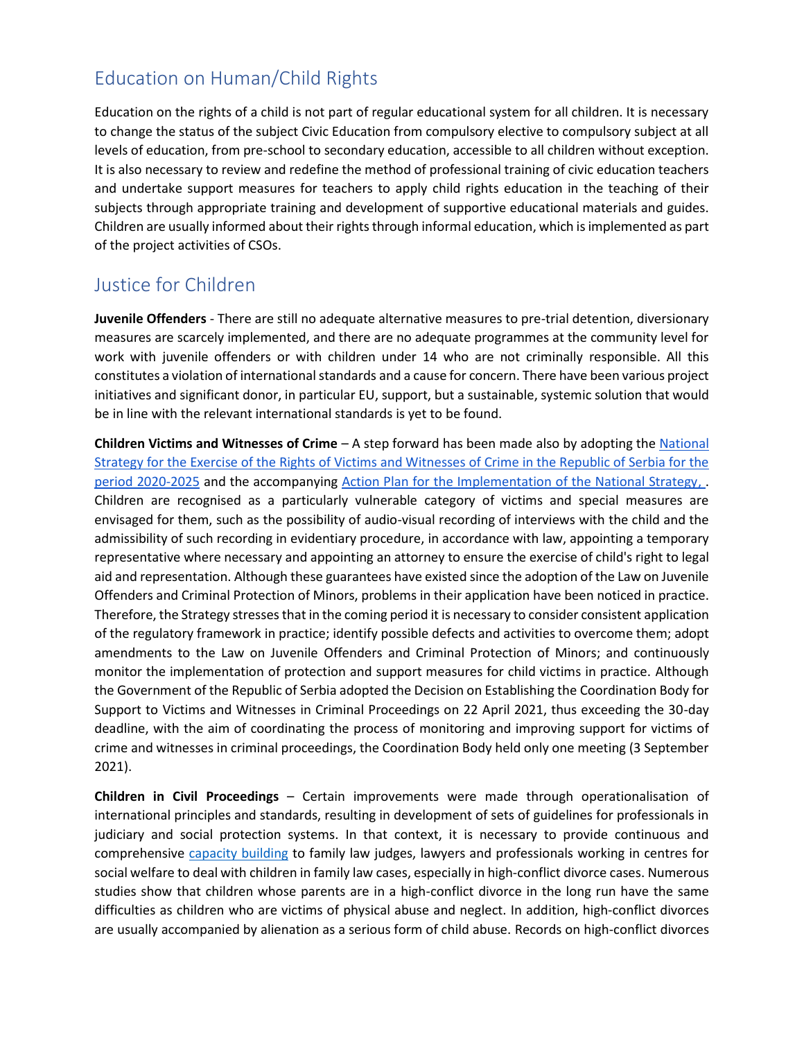## Education on Human/Child Rights

Education on the rights of a child is not part of regular educational system for all children. It is necessary to change the status of the subject Civic Education from compulsory elective to compulsory subject at all levels of education, from pre-school to secondary education, accessible to all children without exception. It is also necessary to review and redefine the method of professional training of civic education teachers and undertake support measures for teachers to apply child rights education in the teaching of their subjects through appropriate training and development of supportive educational materials and guides. Children are usually informed about their rights through informal education, which is implemented as part of the project activities of CSOs.

## Justice for Children

**Juvenile Offenders** - There are still no adequate alternative measures to pre-trial detention, diversionary measures are scarcely implemented, and there are no adequate programmes at the community level for work with juvenile offenders or with children under 14 who are not criminally responsible. All this constitutes a violation of international standards and a cause for concern. There have been various project initiatives and significant donor, in particular EU, support, but a sustainable, systemic solution that would be in line with the relevant international standards is yet to be found.

**Children Victims and Witnesses of Crime** – A step forward has been made also by adopting the National Strategy for the Exercise of the Rights of Victims and Witnesses of Crime in the Republic of Serbia for the period 2020-2025 and the accompanying Action Plan for the Implementation of the National Strategy, . Children are recognised as a particularly vulnerable category of victims and special measures are envisaged for them, such as the possibility of audio-visual recording of interviews with the child and the admissibility of such recording in evidentiary procedure, in accordance with law, appointing a temporary representative where necessary and appointing an attorney to ensure the exercise of child's right to legal aid and representation. Although these guarantees have existed since the adoption of the Law on Juvenile Offenders and Criminal Protection of Minors, problems in their application have been noticed in practice. Therefore, the Strategy stresses that in the coming period it is necessary to consider consistent application of the regulatory framework in practice; identify possible defects and activities to overcome them; adopt amendments to the Law on Juvenile Offenders and Criminal Protection of Minors; and continuously monitor the implementation of protection and support measures for child victims in practice. Although the Government of the Republic of Serbia adopted the Decision on Establishing the Coordination Body for Support to Victims and Witnesses in Criminal Proceedings on 22 April 2021, thus exceeding the 30-day deadline, with the aim of coordinating the process of monitoring and improving support for victims of crime and witnesses in criminal proceedings, the Coordination Body held only one meeting (3 September 2021).

**Children in Civil Proceedings** – Certain improvements were made through operationalisation of international principles and standards, resulting in development of sets of guidelines for professionals in judiciary and social protection systems. In that context, it is necessary to provide continuous and comprehensive capacity building to family law judges, lawyers and professionals working in centres for social welfare to deal with children in family law cases, especially in high-conflict divorce cases. Numerous studies show that children whose parents are in a high-conflict divorce in the long run have the same difficulties as children who are victims of physical abuse and neglect. In addition, high-conflict divorces are usually accompanied by alienation as a serious form of child abuse. Records on high-conflict divorces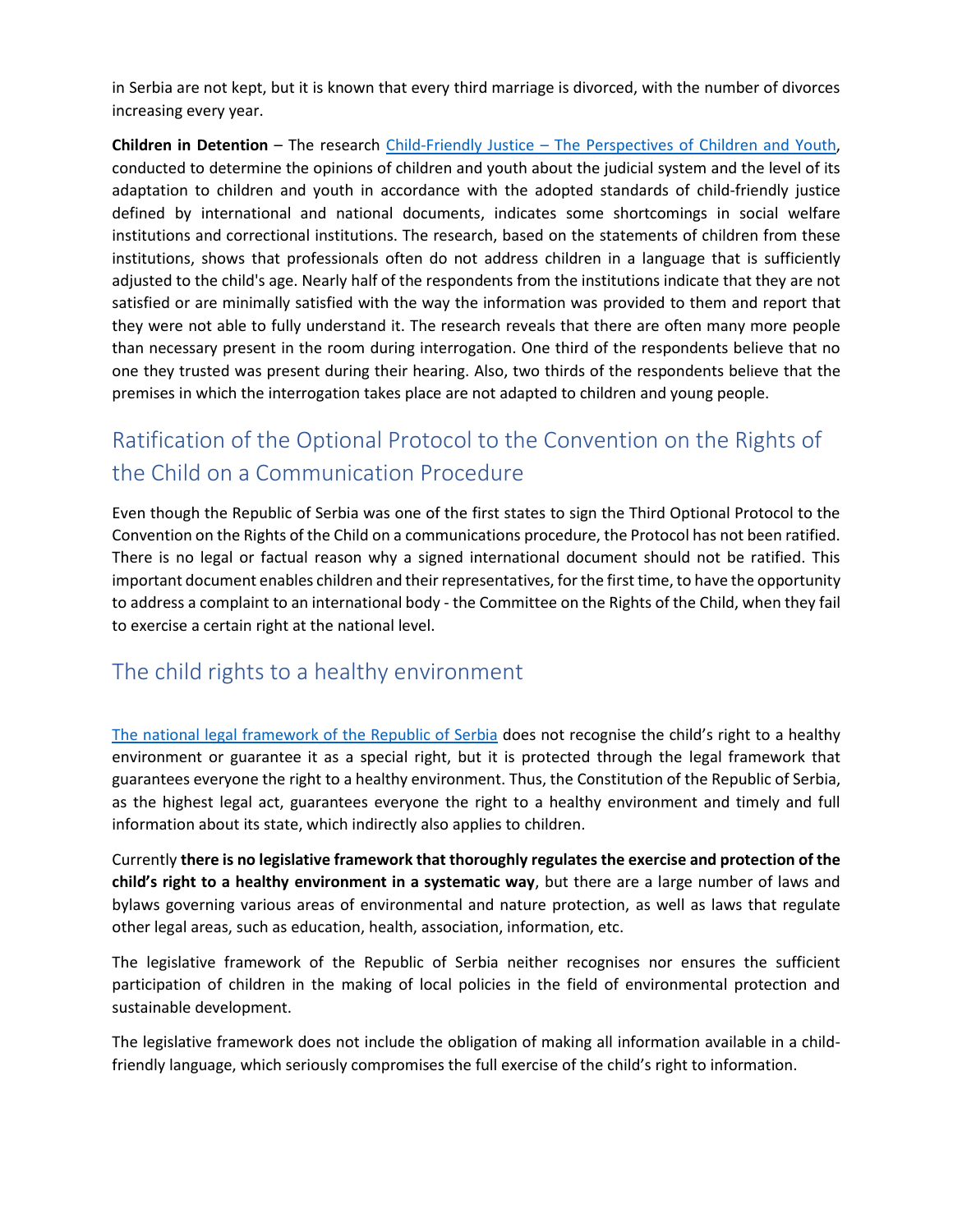in Serbia are not kept, but it is known that every third marriage is divorced, with the number of divorces increasing every year.

**Children in Detention** – The research [Child-Friendly Justice – The Perspectives of Children and Youth](), conducted to determine the opinions of children and youth about the judicial system and the level of its adaptation to children and youth in accordance with the adopted standards of child-friendly justice defined by international and national documents, indicates some shortcomings in social welfare institutions and correctional institutions. The research, based on the statements of children from these institutions, shows that professionals often do not address children in a language that is sufficiently adjusted to the child's age. Nearly half of the respondents from the institutions indicate that they are not satisfied or are minimally satisfied with the way the information was provided to them and report that they were not able to fully understand it. The research reveals that there are often many more people than necessary present in the room during interrogation. One third of the respondents believe that no one they trusted was present during their hearing. Also, two thirds of the respondents believe that the premises in which the interrogation takes place are not adapted to children and young people.

## Ratification of the Optional Protocol to the Convention on the Rights of the Child on a Communication Procedure

Even though the Republic of Serbia was one of the first states to sign the Third Optional Protocol to the Convention on the Rights of the Child on a communications procedure, the Protocol has not been ratified. There is no legal or factual reason why a signed international document should not be ratified. This important document enables children and their representatives, for the first time, to have the opportunity to address a complaint to an international body - the Committee on the Rights of the Child, when they fail to exercise a certain right at the national level.

## The child rights to a healthy environment

[The national legal framework of the Republic of Serbia]() does not recognise the child's right to a healthy environment or guarantee it as a special right, but it is protected through the legal framework that guarantees everyone the right to a healthy environment. Thus, the Constitution of the Republic of Serbia, as the highest legal act, guarantees everyone the right to a healthy environment and timely and full information about its state, which indirectly also applies to children.

Currently **there is no legislative framework that thoroughly regulates the exercise and protection of the child's right to a healthy environment in a systematic way**, but there are a large number of laws and bylaws governing various areas of environmental and nature protection, as well as laws that regulate other legal areas, such as education, health, association, information, etc.

The legislative framework of the Republic of Serbia neither recognises nor ensures the sufficient participation of children in the making of local policies in the field of environmental protection and sustainable development.

The legislative framework does not include the obligation of making all information available in a child-friendly language, which seriously compromises the full exercise of the child's right to information.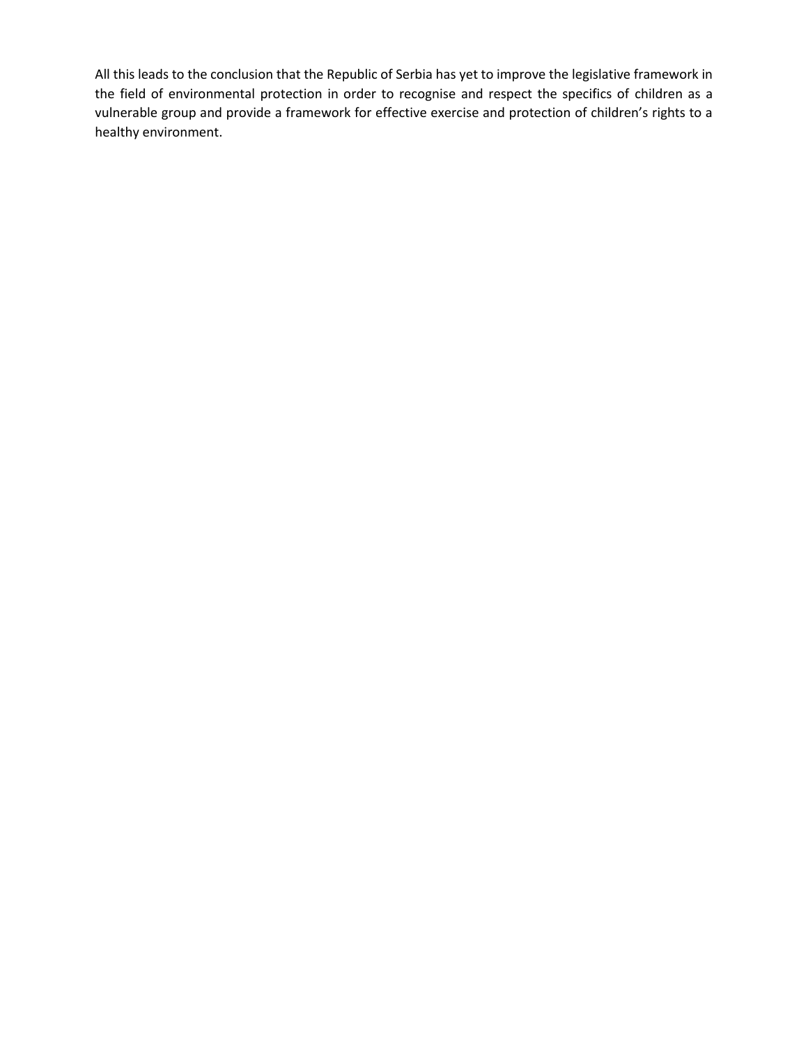All this leads to the conclusion that the Republic of Serbia has yet to improve the legislative framework in the field of environmental protection in order to recognise and respect the specifics of children as a vulnerable group and provide a framework for effective exercise and protection of children's rights to a healthy environment.